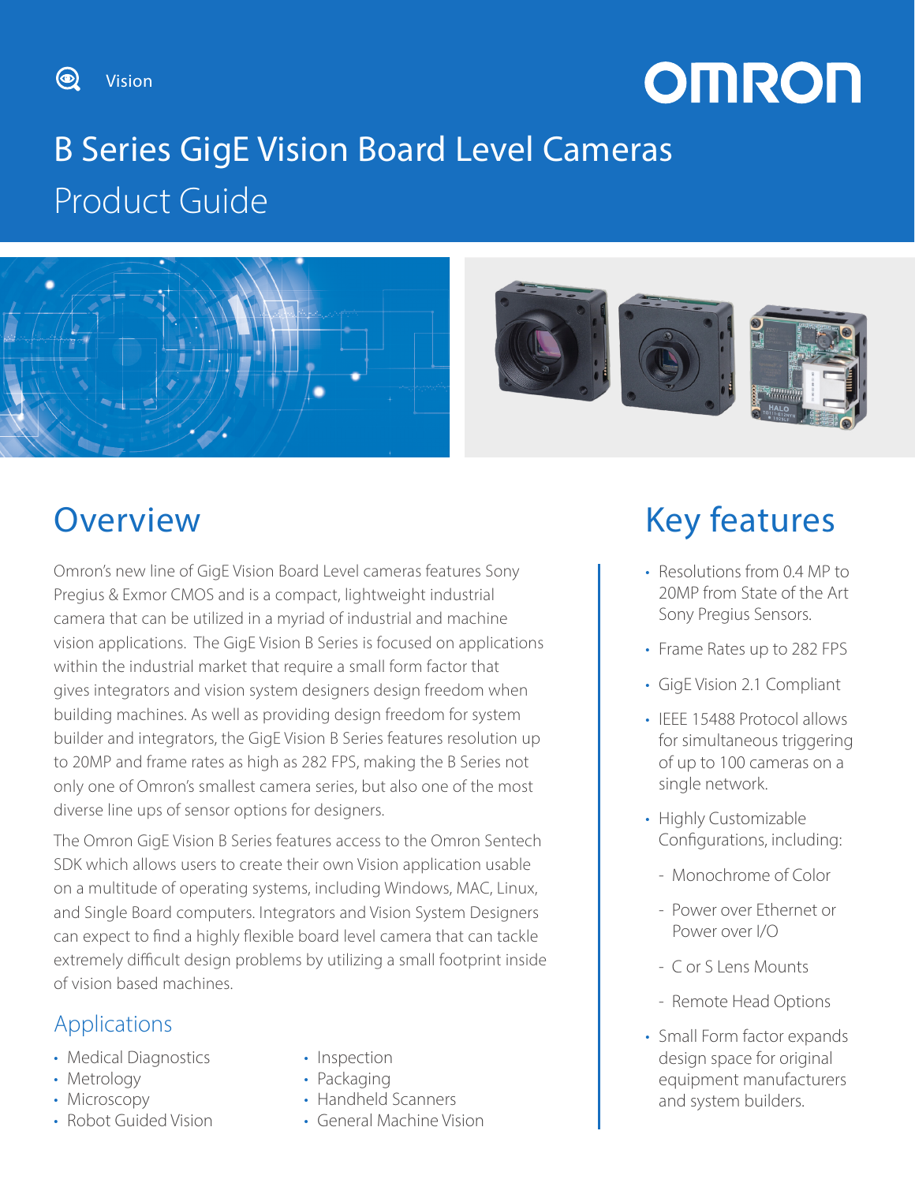Vision

# B Series GigE Vision Board Level Cameras
## Product Guide

## Overview

Omron's new line of GigE Vision Board Level cameras features Sony Pregius & Exmor CMOS and is a compact, lightweight industrial camera that can be utilized in a myriad of industrial and machine vision applications. The GigE Vision B Series is focused on applications within the industrial market that require a small form factor that gives integrators and vision system designers design freedom when building machines. As well as providing design freedom for system builder and integrators, the GigE Vision B Series features resolution up to 20MP and frame rates as high as 282 FPS, making the B Series not only one of Omron's smallest camera series, but also one of the most diverse line ups of sensor options for designers.

The Omron GigE Vision B Series features access to the Omron Sentech SDK which allows users to create their own Vision application usable on a multitude of operating systems, including Windows, MAC, Linux, and Single Board computers. Integrators and Vision System Designers can expect to find a highly flexible board level camera that can tackle extremely difficult design problems by utilizing a small footprint inside of vision based machines.

### Applications

- Medical Diagnostics
- Metrology
- Microscopy
- Robot Guided Vision
- Inspection
- Packaging
- Handheld Scanners
- General Machine Vision

## Key features

- Resolutions from 0.4 MP to 20MP from State of the Art Sony Pregius Sensors.
- Frame Rates up to 282 FPS
- GigE Vision 2.1 Compliant
- IEEE 15488 Protocol allows for simultaneous triggering of up to 100 cameras on a single network.
- Highly Customizable Configurations, including:
  - Monochrome of Color
  - Power over Ethernet or Power over I/O
  - C or S Lens Mounts
  - Remote Head Options
- Small Form factor expands design space for original equipment manufacturers and system builders.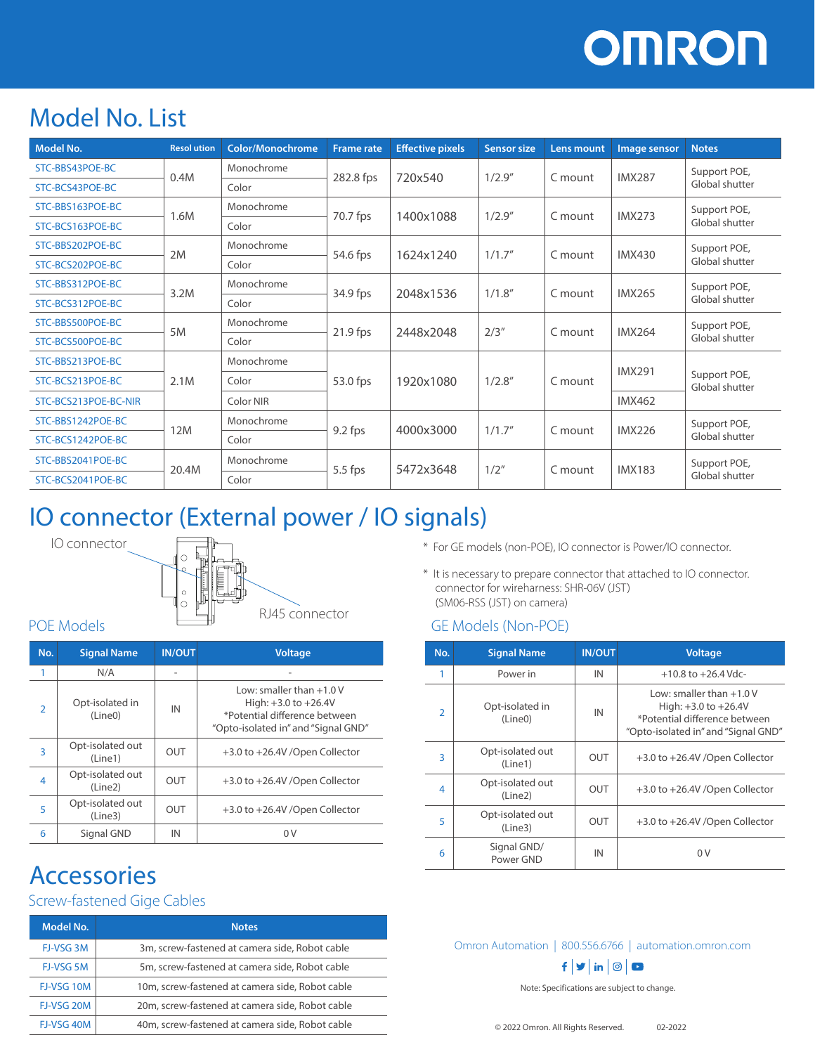# Model No. List

| Model No. | Resol ution | Color/Monochrome | Frame rate | Effective pixels | Sensor size | Lens mount | Image sensor | Notes |
|---|---|---|---|---|---|---|---|---|
| STC-BBS43POE-BC | 0.4M | Monochrome | 282.8 fps | 720x540 | 1/2.9" | C mount | IMX287 | Support POE, Global shutter |
| STC-BCS43POE-BC | | Color | | | | | | |
| STC-BBS163POE-BC | 1.6M | Monochrome | 70.7 fps | 1400x1088 | 1/2.9" | C mount | IMX273 | Support POE, Global shutter |
| STC-BCS163POE-BC | | Color | | | | | | |
| STC-BBS202POE-BC | 2M | Monochrome | 54.6 fps | 1624x1240 | 1/1.7" | C mount | IMX430 | Support POE, Global shutter |
| STC-BCS202POE-BC | | Color | | | | | | |
| STC-BBS312POE-BC | 3.2M | Monochrome | 34.9 fps | 2048x1536 | 1/1.8" | C mount | IMX265 | Support POE, Global shutter |
| STC-BCS312POE-BC | | Color | | | | | | |
| STC-BBS500POE-BC | 5M | Monochrome | 21.9 fps | 2448x2048 | 2/3" | C mount | IMX264 | Support POE, Global shutter |
| STC-BCS500POE-BC | | Color | | | | | | |
| STC-BBS213POE-BC | 2.1M | Monochrome | 53.0 fps | 1920x1080 | 1/2.8" | C mount | IMX291 | Support POE, Global shutter |
| STC-BCS213POE-BC | | Color | | | | | | |
| STC-BCS213POE-BC-NIR | | Color NIR | | | | | IMX462 | |
| STC-BBS1242POE-BC | 12M | Monochrome | 9.2 fps | 4000x3000 | 1/1.7" | C mount | IMX226 | Support POE, Global shutter |
| STC-BCS1242POE-BC | | Color | | | | | | |
| STC-BBS2041POE-BC | 20.4M | Monochrome | 5.5 fps | 5472x3648 | 1/2" | C mount | IMX183 | Support POE, Global shutter |
| STC-BCS2041POE-BC | | Color | | | | | | |

# IO connector (External power / IO signals)

IO connector

RJ45 connector

* For GE models (non-POE), IO connector is Power/IO connector.
* It is necessary to prepare connector that attached to IO connector. connector for wireharness: SHR-06V (JST) (SM06-RSS (JST) on camera)

## POE Models

| No. | Signal Name | IN/OUT | Voltage |
|---|---|---|---|
| 1 | N/A | - | - |
| 2 | Opt-isolated in (Line0) | IN | Low: smaller than +1.0 V High: +3.0 to +26.4V *Potential difference between "Opto-isolated in" and "Signal GND" |
| 3 | Opt-isolated out (Line1) | OUT | +3.0 to +26.4V /Open Collector |
| 4 | Opt-isolated out (Line2) | OUT | +3.0 to +26.4V /Open Collector |
| 5 | Opt-isolated out (Line3) | OUT | +3.0 to +26.4V /Open Collector |
| 6 | Signal GND | IN | 0 V |

## GE Models (Non-POE)

| No. | Signal Name | IN/OUT | Voltage |
|---|---|---|---|
| 1 | Power in | IN | +10.8 to +26.4 Vdc- |
| 2 | Opt-isolated in (Line0) | IN | Low: smaller than +1.0 V High: +3.0 to +26.4V *Potential difference between "Opto-isolated in" and "Signal GND" |
| 3 | Opt-isolated out (Line1) | OUT | +3.0 to +26.4V /Open Collector |
| 4 | Opt-isolated out (Line2) | OUT | +3.0 to +26.4V /Open Collector |
| 5 | Opt-isolated out (Line3) | OUT | +3.0 to +26.4V /Open Collector |
| 6 | Signal GND/ Power GND | IN | 0 V |

# Accessories

## Screw-fastened Gige Cables

| Model No. | Notes |
|---|---|
| FJ-VSG 3M | 3m, screw-fastened at camera side, Robot cable |
| FJ-VSG 5M | 5m, screw-fastened at camera side, Robot cable |
| FJ-VSG 10M | 10m, screw-fastened at camera side, Robot cable |
| FJ-VSG 20M | 20m, screw-fastened at camera side, Robot cable |
| FJ-VSG 40M | 40m, screw-fastened at camera side, Robot cable |

Omron Automation | 800.556.6766 | automation.omron.com

Note: Specifications are subject to change.

© 2022 Omron. All Rights Reserved. 02-2022